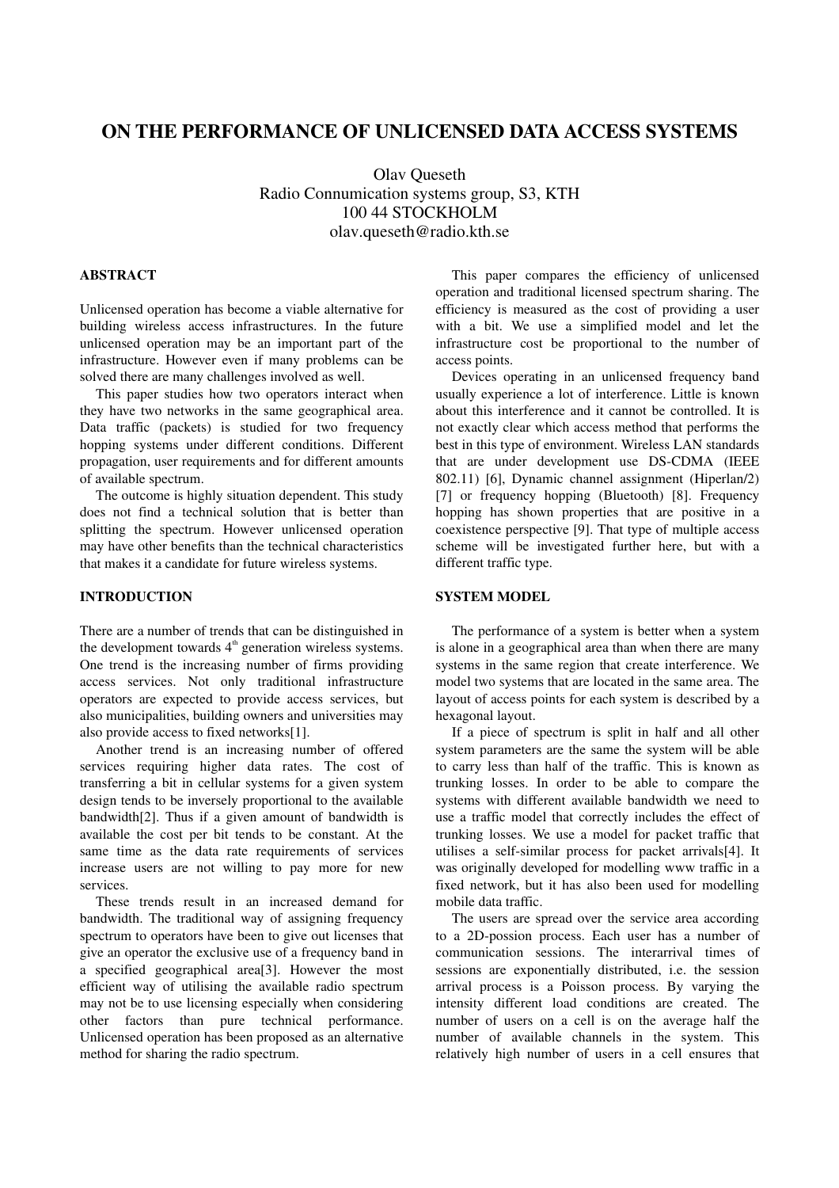# ON THE PERFORMANCE OF UNLICENSED DATA ACCESS SYSTEMS

Olav Queseth
Radio Connumication systems group, S3, KTH
100 44 STOCKHOLM
olav.queseth@radio.kth.se

## ABSTRACT

Unlicensed operation has become a viable alternative for building wireless access infrastructures. In the future unlicensed operation may be an important part of the infrastructure. However even if many problems can be solved there are many challenges involved as well.

This paper studies how two operators interact when they have two networks in the same geographical area. Data traffic (packets) is studied for two frequency hopping systems under different conditions. Different propagation, user requirements and for different amounts of available spectrum.

The outcome is highly situation dependent. This study does not find a technical solution that is better than splitting the spectrum. However unlicensed operation may have other benefits than the technical characteristics that makes it a candidate for future wireless systems.

## INTRODUCTION

There are a number of trends that can be distinguished in the development towards 4[th] generation wireless systems. One trend is the increasing number of firms providing access services. Not only traditional infrastructure operators are expected to provide access services, but also municipalities, building owners and universities may also provide access to fixed networks[1].

Another trend is an increasing number of offered services requiring higher data rates. The cost of transferring a bit in cellular systems for a given system design tends to be inversely proportional to the available bandwidth[2]. Thus if a given amount of bandwidth is available the cost per bit tends to be constant. At the same time as the data rate requirements of services increase users are not willing to pay more for new services.

These trends result in an increased demand for bandwidth. The traditional way of assigning frequency spectrum to operators have been to give out licenses that give an operator the exclusive use of a frequency band in a specified geographical area[3]. However the most efficient way of utilising the available radio spectrum may not be to use licensing especially when considering other factors than pure technical performance. Unlicensed operation has been proposed as an alternative method for sharing the radio spectrum.

This paper compares the efficiency of unlicensed operation and traditional licensed spectrum sharing. The efficiency is measured as the cost of providing a user with a bit. We use a simplified model and let the infrastructure cost be proportional to the number of access points.

Devices operating in an unlicensed frequency band usually experience a lot of interference. Little is known about this interference and it cannot be controlled. It is not exactly clear which access method that performs the best in this type of environment. Wireless LAN standards that are under development use DS-CDMA (IEEE 802.11) [6], Dynamic channel assignment (Hiperlan/2) [7] or frequency hopping (Bluetooth) [8]. Frequency hopping has shown properties that are positive in a coexistence perspective [9]. That type of multiple access scheme will be investigated further here, but with a different traffic type.

## SYSTEM MODEL

The performance of a system is better when a system is alone in a geographical area than when there are many systems in the same region that create interference. We model two systems that are located in the same area. The layout of access points for each system is described by a hexagonal layout.

If a piece of spectrum is split in half and all other system parameters are the same the system will be able to carry less than half of the traffic. This is known as trunking losses. In order to be able to compare the systems with different available bandwidth we need to use a traffic model that correctly includes the effect of trunking losses. We use a model for packet traffic that utilises a self-similar process for packet arrivals[4]. It was originally developed for modelling www traffic in a fixed network, but it has also been used for modelling mobile data traffic.

The users are spread over the service area according to a 2D-possion process. Each user has a number of communication sessions. The interarrival times of sessions are exponentially distributed, i.e. the session arrival process is a Poisson process. By varying the intensity different load conditions are created. The number of users on a cell is on the average half the number of available channels in the system. This relatively high number of users in a cell ensures that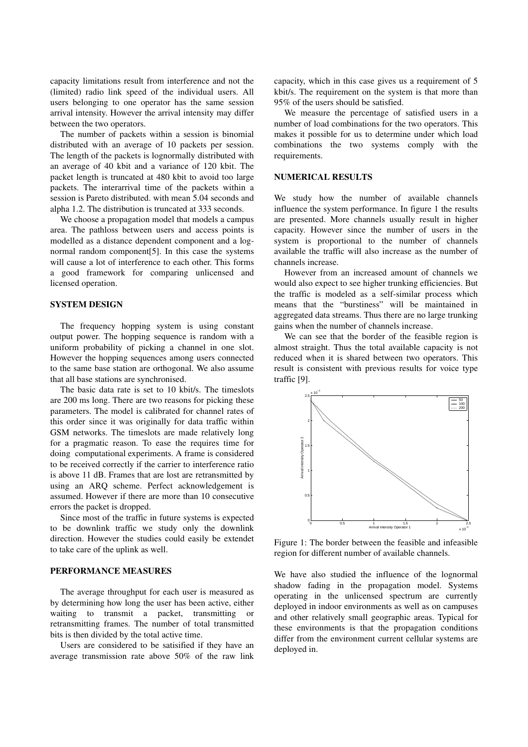capacity limitations result from interference and not the (limited) radio link speed of the individual users. All users belonging to one operator has the same session arrival intensity. However the arrival intensity may differ between the two operators.

The number of packets within a session is binomial distributed with an average of 10 packets per session. The length of the packets is lognormally distributed with an average of 40 kbit and a variance of 120 kbit. The packet length is truncated at 480 kbit to avoid too large packets. The interarrival time of the packets within a session is Pareto distributed. with mean 5.04 seconds and alpha 1.2. The distribution is truncated at 333 seconds.

We choose a propagation model that models a campus area. The pathloss between users and access points is modelled as a distance dependent component and a log-normal random component[5]. In this case the systems will cause a lot of interference to each other. This forms a good framework for comparing unlicensed and licensed operation.

## SYSTEM DESIGN

The frequency hopping system is using constant output power. The hopping sequence is random with a uniform probability of picking a channel in one slot. However the hopping sequences among users connected to the same base station are orthogonal. We also assume that all base stations are synchronised.

The basic data rate is set to 10 kbit/s. The timeslots are 200 ms long. There are two reasons for picking these parameters. The model is calibrated for channel rates of this order since it was originally for data traffic within GSM networks. The timeslots are made relatively long for a pragmatic reason. To ease the requires time for doing computational experiments. A frame is considered to be received correctly if the carrier to interference ratio is above 11 dB. Frames that are lost are retransmitted by using an ARQ scheme. Perfect acknowledgement is assumed. However if there are more than 10 consecutive errors the packet is dropped.

Since most of the traffic in future systems is expected to be downlink traffic we study only the downlink direction. However the studies could easily be extendet to take care of the uplink as well.

## PERFORMANCE MEASURES

The average throughput for each user is measured as by determining how long the user has been active, either waiting to transmit a packet, transmitting or retransmitting frames. The number of total transmitted bits is then divided by the total active time.

Users are considered to be satisified if they have an average transmission rate above 50% of the raw link capacity, which in this case gives us a requirement of 5 kbit/s. The requirement on the system is that more than 95% of the users should be satisfied.

We measure the percentage of satisfied users in a number of load combinations for the two operators. This makes it possible for us to determine under which load combinations the two systems comply with the requirements.

## NUMERICAL RESULTS

We study how the number of available channels influence the system performance. In figure 1 the results are presented. More channels usually result in higher capacity. However since the number of users in the system is proportional to the number of channels available the traffic will also increase as the number of channels increase.

However from an increased amount of channels we would also expect to see higher trunking efficiencies. But the traffic is modeled as a self-similar process which means that the "burstiness" will be maintained in aggregated data streams. Thus there are no large trunking gains when the number of channels increase.

We can see that the border of the feasible region is almost straight. Thus the total available capacity is not reduced when it is shared between two operators. This result is consistent with previous results for voice type traffic [9].

Figure 1: The border between the feasible and infeasible region for different number of available channels.

We have also studied the influence of the lognormal shadow fading in the propagation model. Systems operating in the unlicensed spectrum are currently deployed in indoor environments as well as on campuses and other relatively small geographic areas. Typical for these environments is that the propagation conditions differ from the environment current cellular systems are deployed in.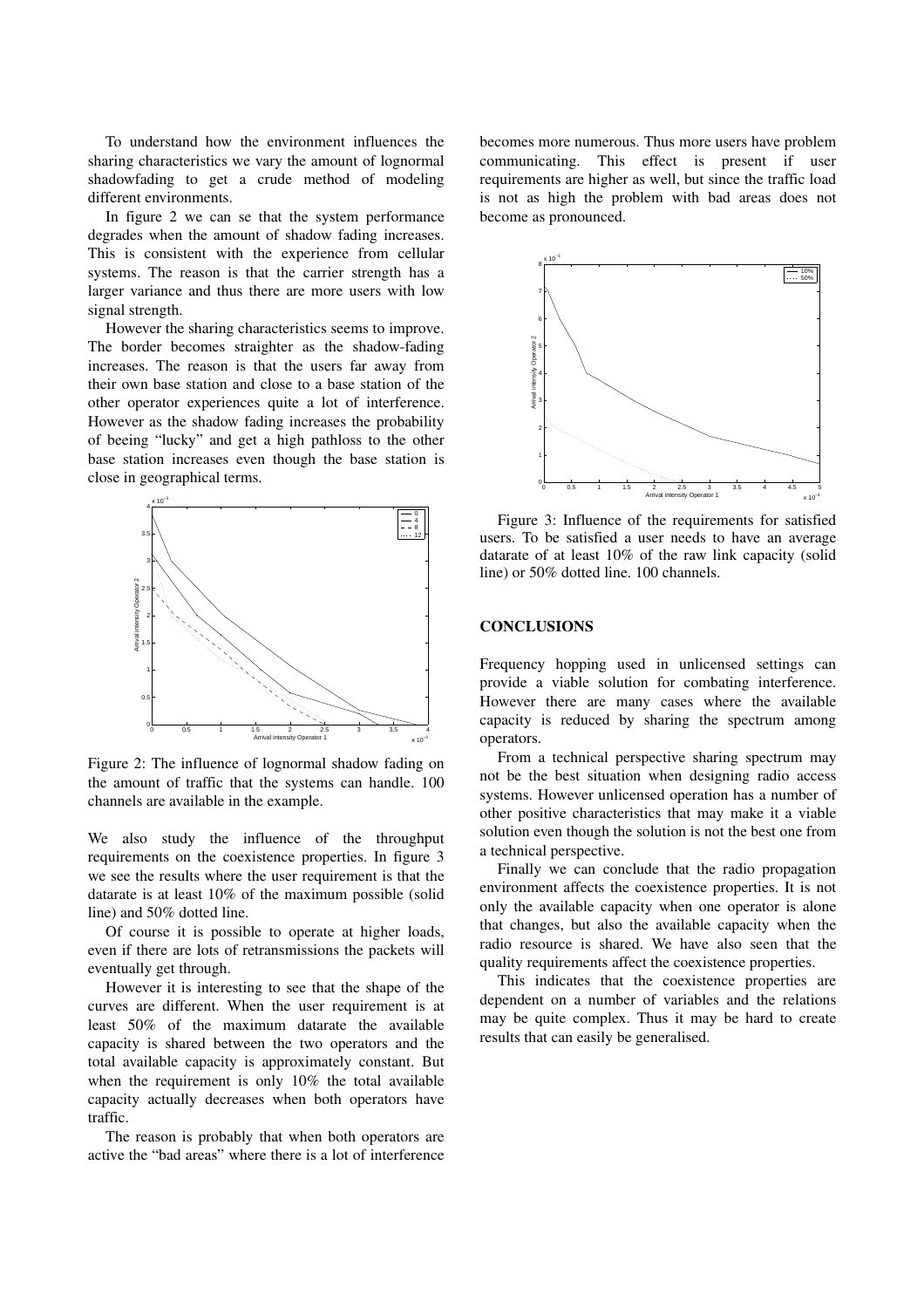To understand how the environment influences the sharing characteristics we vary the amount of lognormal shadowfading to get a crude method of modeling different environments.

In figure 2 we can se that the system performance degrades when the amount of shadow fading increases. This is consistent with the experience from cellular systems. The reason is that the carrier strength has a larger variance and thus there are more users with low signal strength.

However the sharing characteristics seems to improve. The border becomes straighter as the shadow-fading increases. The reason is that the users far away from their own base station and close to a base station of the other operator experiences quite a lot of interference. However as the shadow fading increases the probability of beeing "lucky" and get a high pathloss to the other base station increases even though the base station is close in geographical terms.

Figure 2: The influence of lognormal shadow fading on the amount of traffic that the systems can handle. 100 channels are available in the example.

We also study the influence of the throughput requirements on the coexistence properties. In figure 3 we see the results where the user requirement is that the datarate is at least 10% of the maximum possible (solid line) and 50% dotted line.

Of course it is possible to operate at higher loads, even if there are lots of retransmissions the packets will eventually get through.

However it is interesting to see that the shape of the curves are different. When the user requirement is at least 50% of the maximum datarate the available capacity is shared between the two operators and the total available capacity is approximately constant. But when the requirement is only 10% the total available capacity actually decreases when both operators have traffic.

The reason is probably that when both operators are active the "bad areas" where there is a lot of interference becomes more numerous. Thus more users have problem communicating. This effect is present if user requirements are higher as well, but since the traffic load is not as high the problem with bad areas does not become as pronounced.

Figure 3: Influence of the requirements for satisfied users. To be satisfied a user needs to have an average datarate of at least 10% of the raw link capacity (solid line) or 50% dotted line. 100 channels.

## CONCLUSIONS

Frequency hopping used in unlicensed settings can provide a viable solution for combating interference. However there are many cases where the available capacity is reduced by sharing the spectrum among operators.

From a technical perspective sharing spectrum may not be the best situation when designing radio access systems. However unlicensed operation has a number of other positive characteristics that may make it a viable solution even though the solution is not the best one from a technical perspective.

Finally we can conclude that the radio propagation environment affects the coexistence properties. It is not only the available capacity when one operator is alone that changes, but also the available capacity when the radio resource is shared. We have also seen that the quality requirements affect the coexistence properties.

This indicates that the coexistence properties are dependent on a number of variables and the relations may be quite complex. Thus it may be hard to create results that can easily be generalised.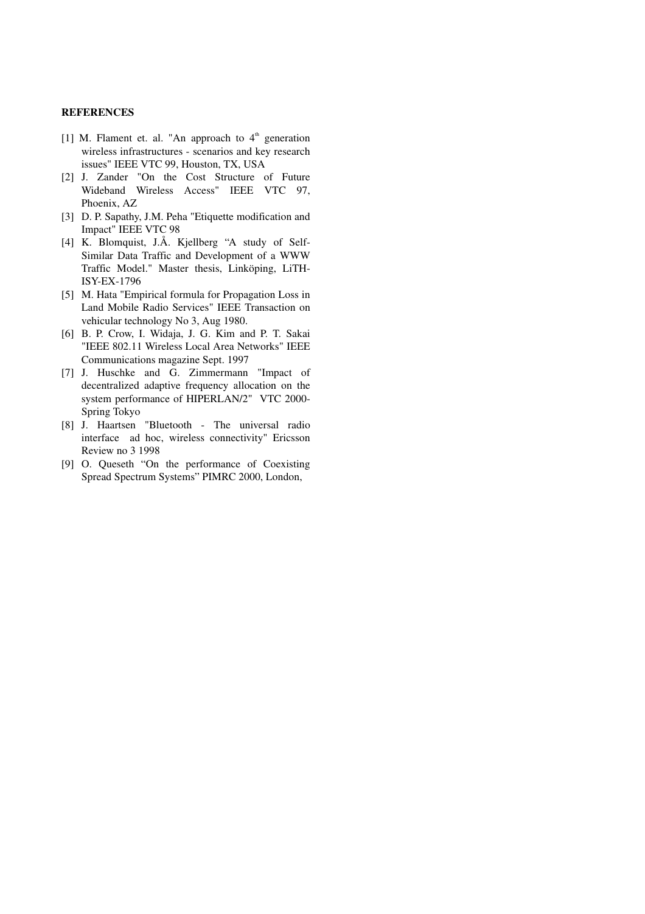**REFERENCES**

[1] M. Flament et. al. "An approach to 4th generation wireless infrastructures - scenarios and key research issues" IEEE VTC 99, Houston, TX, USA

[2] J. Zander "On the Cost Structure of Future Wideband Wireless Access" IEEE VTC 97, Phoenix, AZ

[3] D. P. Sapathy, J.M. Peha "Etiquette modification and Impact" IEEE VTC 98

[4] K. Blomquist, J.Å. Kjellberg "A study of Self-Similar Data Traffic and Development of a WWW Traffic Model." Master thesis, Linköping, LiTH-ISY-EX-1796

[5] M. Hata "Empirical formula for Propagation Loss in Land Mobile Radio Services" IEEE Transaction on vehicular technology No 3, Aug 1980.

[6] B. P. Crow, I. Widaja, J. G. Kim and P. T. Sakai "IEEE 802.11 Wireless Local Area Networks" IEEE Communications magazine Sept. 1997

[7] J. Huschke and G. Zimmermann "Impact of decentralized adaptive frequency allocation on the system performance of HIPERLAN/2" VTC 2000-Spring Tokyo

[8] J. Haartsen "Bluetooth - The universal radio interface ad hoc, wireless connectivity" Ericsson Review no 3 1998

[9] O. Queseth "On the performance of Coexisting Spread Spectrum Systems" PIMRC 2000, London,